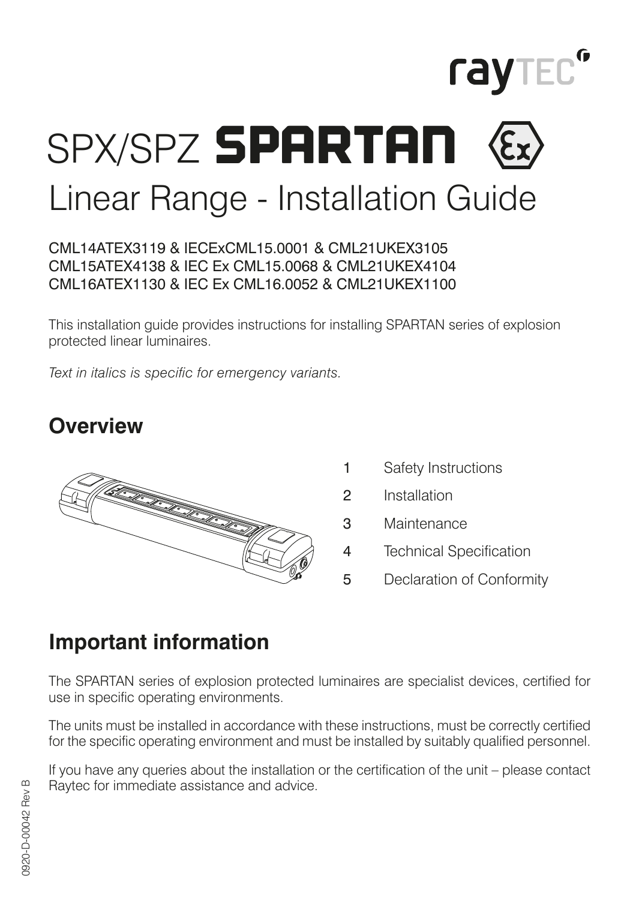raytec

# SPX/SPZ SPARTAN

# Linear Range - Installation Guide

CML14ATEX3119 & IECExCML15.0001 & CML21UKEX3105
CML15ATEX4138 & IEC Ex CML15.0068 & CML21UKEX4104
CML16ATEX1130 & IEC Ex CML16.0052 & CML21UKEX1100

This installation guide provides instructions for installing SPARTAN series of explosion protected linear luminaires.

*Text in italics is specific for emergency variants.*

## Overview

1. Safety Instructions
2. Installation
3. Maintenance
4. Technical Specification
5. Declaration of Conformity

## Important information

The SPARTAN series of explosion protected luminaires are specialist devices, certified for use in specific operating environments.

The units must be installed in accordance with these instructions, must be correctly certified for the specific operating environment and must be installed by suitably qualified personnel.

If you have any queries about the installation or the certification of the unit – please contact Raytec for immediate assistance and advice.

0920-D-00042 Rev B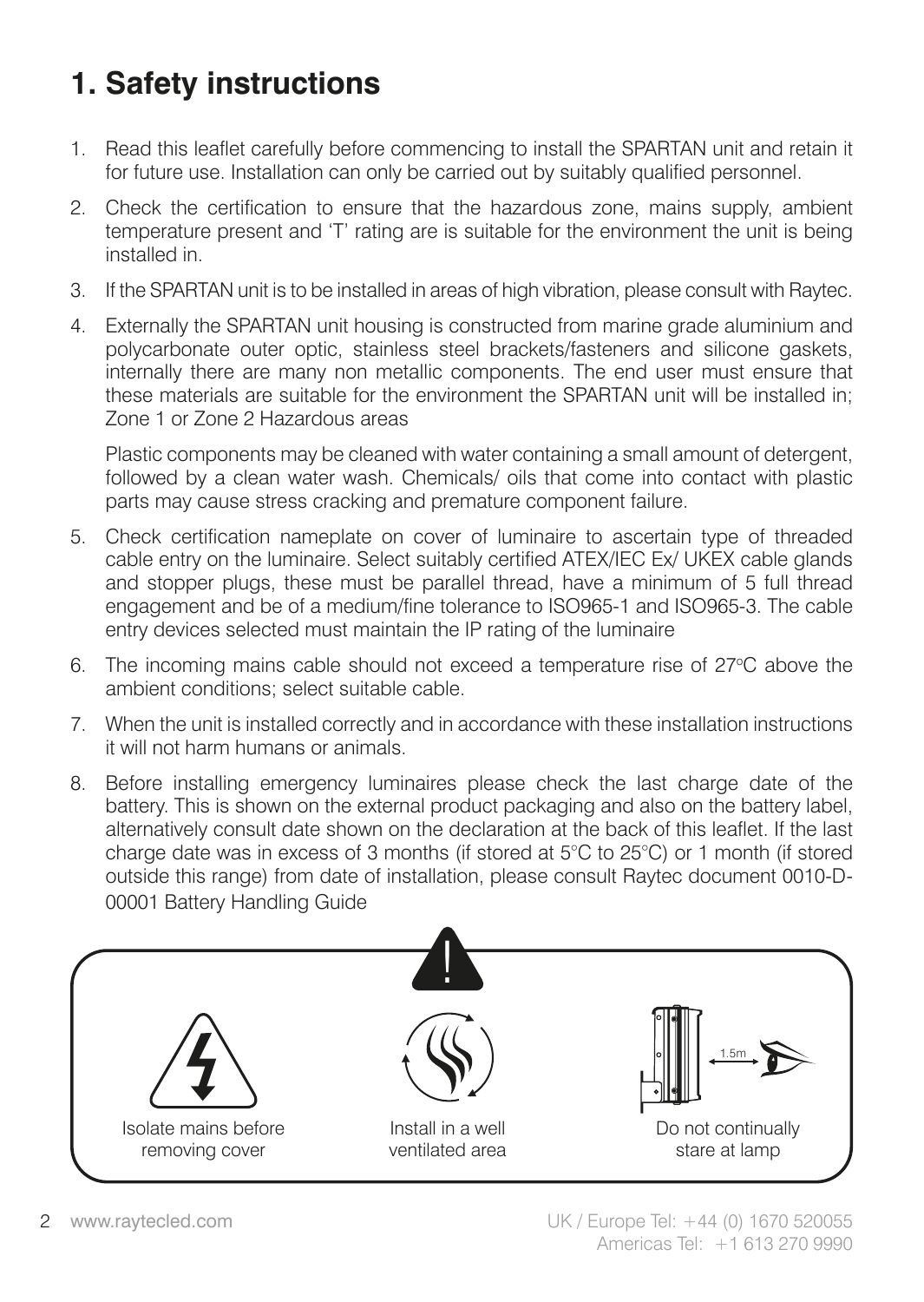# 1. Safety instructions

1. Read this leaflet carefully before commencing to install the SPARTAN unit and retain it for future use. Installation can only be carried out by suitably qualified personnel.
2. Check the certification to ensure that the hazardous zone, mains supply, ambient temperature present and 'T' rating are is suitable for the environment the unit is being installed in.
3. If the SPARTAN unit is to be installed in areas of high vibration, please consult with Raytec.
4. Externally the SPARTAN unit housing is constructed from marine grade aluminium and polycarbonate outer optic, stainless steel brackets/fasteners and silicone gaskets, internally there are many non metallic components. The end user must ensure that these materials are suitable for the environment the SPARTAN unit will be installed in; Zone 1 or Zone 2 Hazardous areas

   Plastic components may be cleaned with water containing a small amount of detergent, followed by a clean water wash. Chemicals/ oils that come into contact with plastic parts may cause stress cracking and premature component failure.
5. Check certification nameplate on cover of luminaire to ascertain type of threaded cable entry on the luminaire. Select suitably certified ATEX/IEC Ex/ UKEX cable glands and stopper plugs, these must be parallel thread, have a minimum of 5 full thread engagement and be of a medium/fine tolerance to ISO965-1 and ISO965-3. The cable entry devices selected must maintain the IP rating of the luminaire
6. The incoming mains cable should not exceed a temperature rise of 27°C above the ambient conditions; select suitable cable.
7. When the unit is installed correctly and in accordance with these installation instructions it will not harm humans or animals.
8. Before installing emergency luminaires please check the last charge date of the battery. This is shown on the external product packaging and also on the battery label, alternatively consult date shown on the declaration at the back of this leaflet. If the last charge date was in excess of 3 months (if stored at 5°C to 25°C) or 1 month (if stored outside this range) from date of installation, please consult Raytec document 0010-D-00001 Battery Handling Guide

Isolate mains before removing cover

Install in a well ventilated area

1.5m

Do not continually stare at lamp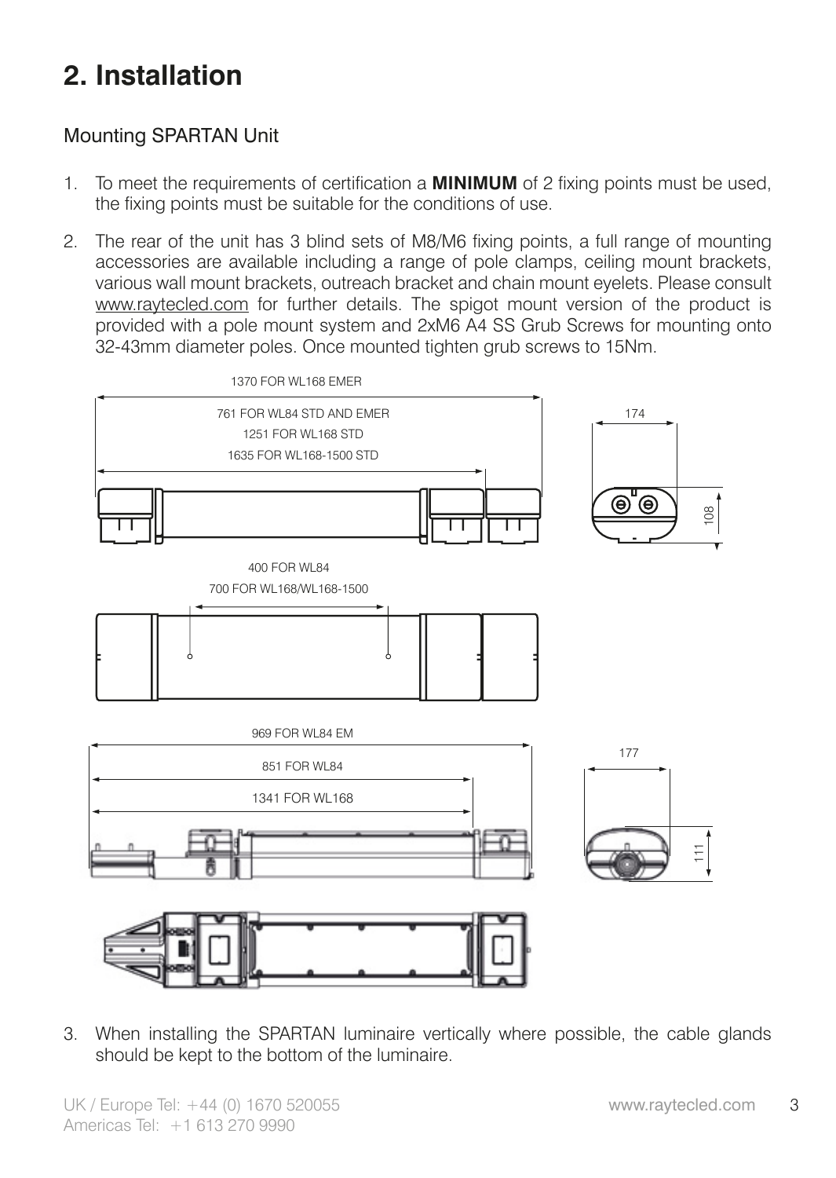# 2. Installation

## Mounting SPARTAN Unit

1. To meet the requirements of certification a **MINIMUM** of 2 fixing points must be used, the fixing points must be suitable for the conditions of use.
2. The rear of the unit has 3 blind sets of M8/M6 fixing points, a full range of mounting accessories are available including a range of pole clamps, ceiling mount brackets, various wall mount brackets, outreach bracket and chain mount eyelets. Please consult www.raytecled.com for further details. The spigot mount version of the product is provided with a pole mount system and 2xM6 A4 SS Grub Screws for mounting onto 32-43mm diameter poles. Once mounted tighten grub screws to 15Nm.

1370 FOR WL168 EMER

761 FOR WL84 STD AND EMER

1251 FOR WL168 STD

1635 FOR WL168-1500 STD

174

108

400 FOR WL84

700 FOR WL168/WL168-1500

969 FOR WL84 EM

851 FOR WL84

1341 FOR WL168

177

111

3. When installing the SPARTAN luminaire vertically where possible, the cable glands should be kept to the bottom of the luminaire.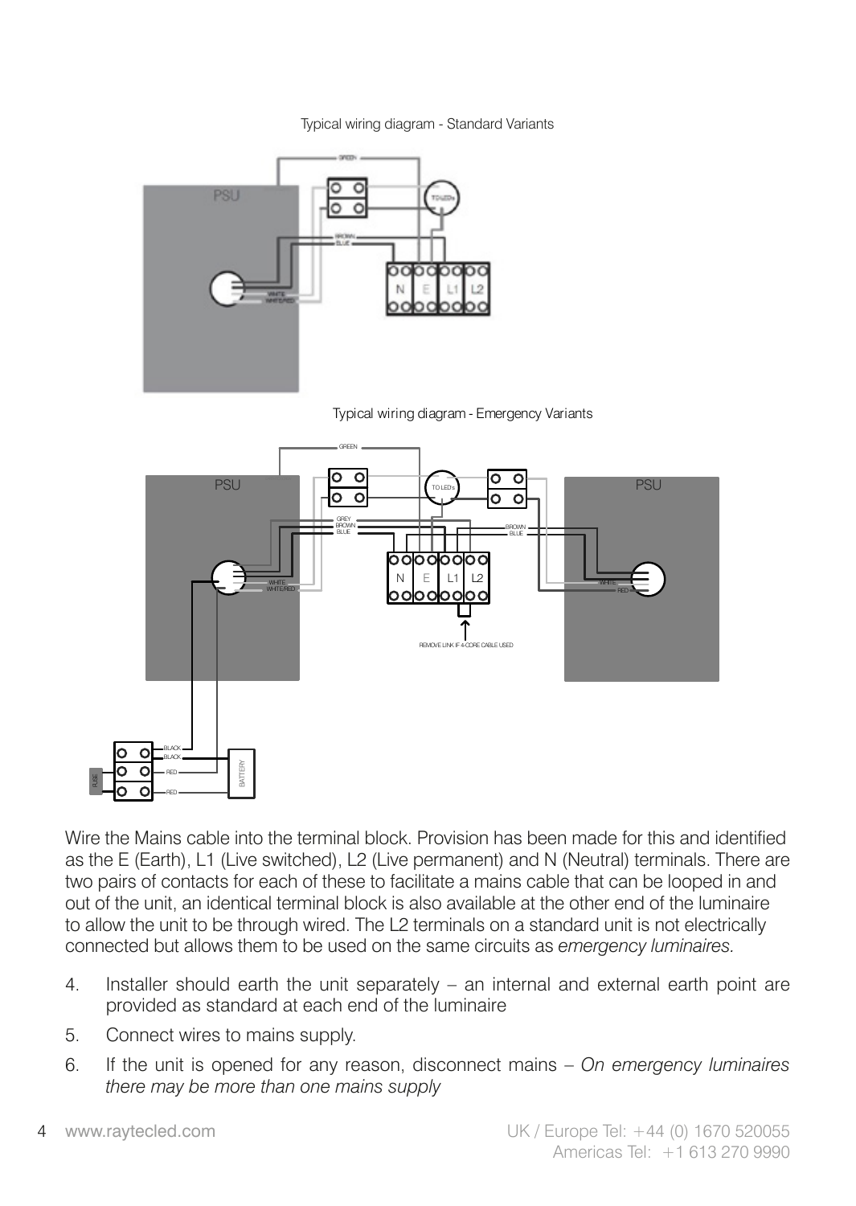Typical wiring diagram - Standard Variants

Typical wiring diagram - Emergency Variants

Wire the Mains cable into the terminal block. Provision has been made for this and identified as the E (Earth), L1 (Live switched), L2 (Live permanent) and N (Neutral) terminals. There are two pairs of contacts for each of these to facilitate a mains cable that can be looped in and out of the unit, an identical terminal block is also available at the other end of the luminaire to allow the unit to be through wired. The L2 terminals on a standard unit is not electrically connected but allows them to be used on the same circuits as *emergency luminaires.*

4. Installer should earth the unit separately – an internal and external earth point are provided as standard at each end of the luminaire
5. Connect wires to mains supply.
6. If the unit is opened for any reason, disconnect mains – *On emergency luminaires there may be more than one mains supply*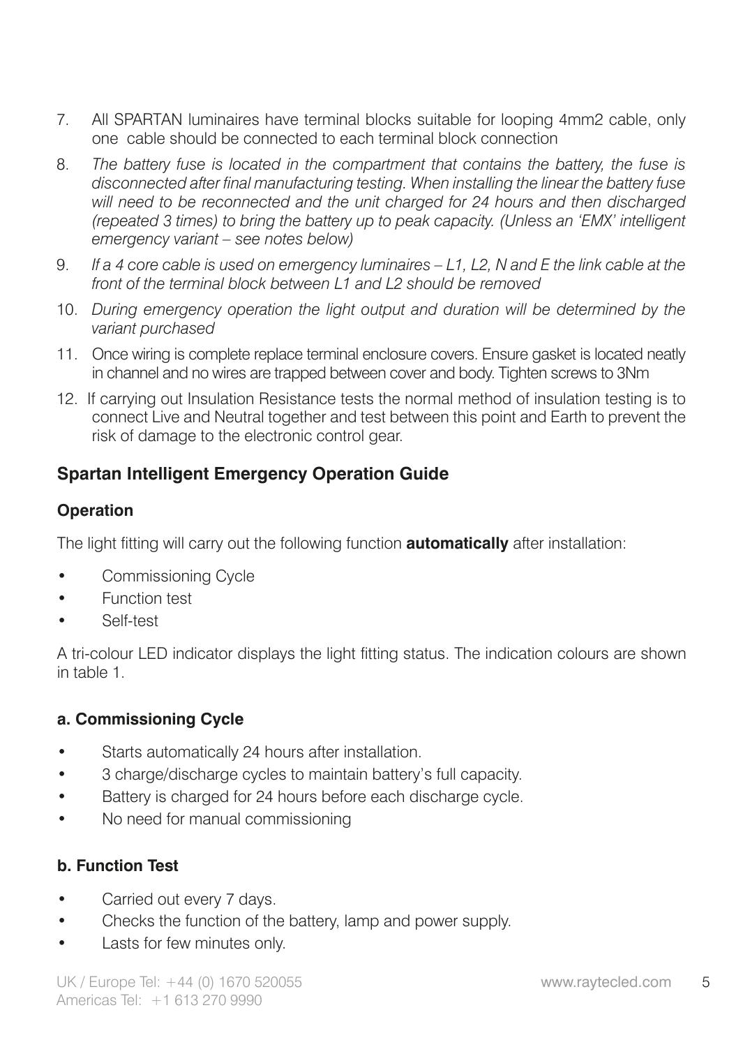7. All SPARTAN luminaires have terminal blocks suitable for looping 4mm2 cable, only one cable should be connected to each terminal block connection
8. *The battery fuse is located in the compartment that contains the battery, the fuse is disconnected after final manufacturing testing. When installing the linear the battery fuse will need to be reconnected and the unit charged for 24 hours and then discharged (repeated 3 times) to bring the battery up to peak capacity. (Unless an 'EMX' intelligent emergency variant – see notes below)*
9. *If a 4 core cable is used on emergency luminaires – L1, L2, N and E the link cable at the front of the terminal block between L1 and L2 should be removed*
10. *During emergency operation the light output and duration will be determined by the variant purchased*
11. Once wiring is complete replace terminal enclosure covers. Ensure gasket is located neatly in channel and no wires are trapped between cover and body. Tighten screws to 3Nm
12. If carrying out Insulation Resistance tests the normal method of insulation testing is to connect Live and Neutral together and test between this point and Earth to prevent the risk of damage to the electronic control gear.

## Spartan Intelligent Emergency Operation Guide

### Operation

The light fitting will carry out the following function **automatically** after installation:

- Commissioning Cycle
- Function test
- Self-test

A tri-colour LED indicator displays the light fitting status. The indication colours are shown in table 1.

#### a. Commissioning Cycle

- Starts automatically 24 hours after installation.
- 3 charge/discharge cycles to maintain battery's full capacity.
- Battery is charged for 24 hours before each discharge cycle.
- No need for manual commissioning

#### b. Function Test

- Carried out every 7 days.
- Checks the function of the battery, lamp and power supply.
- Lasts for few minutes only.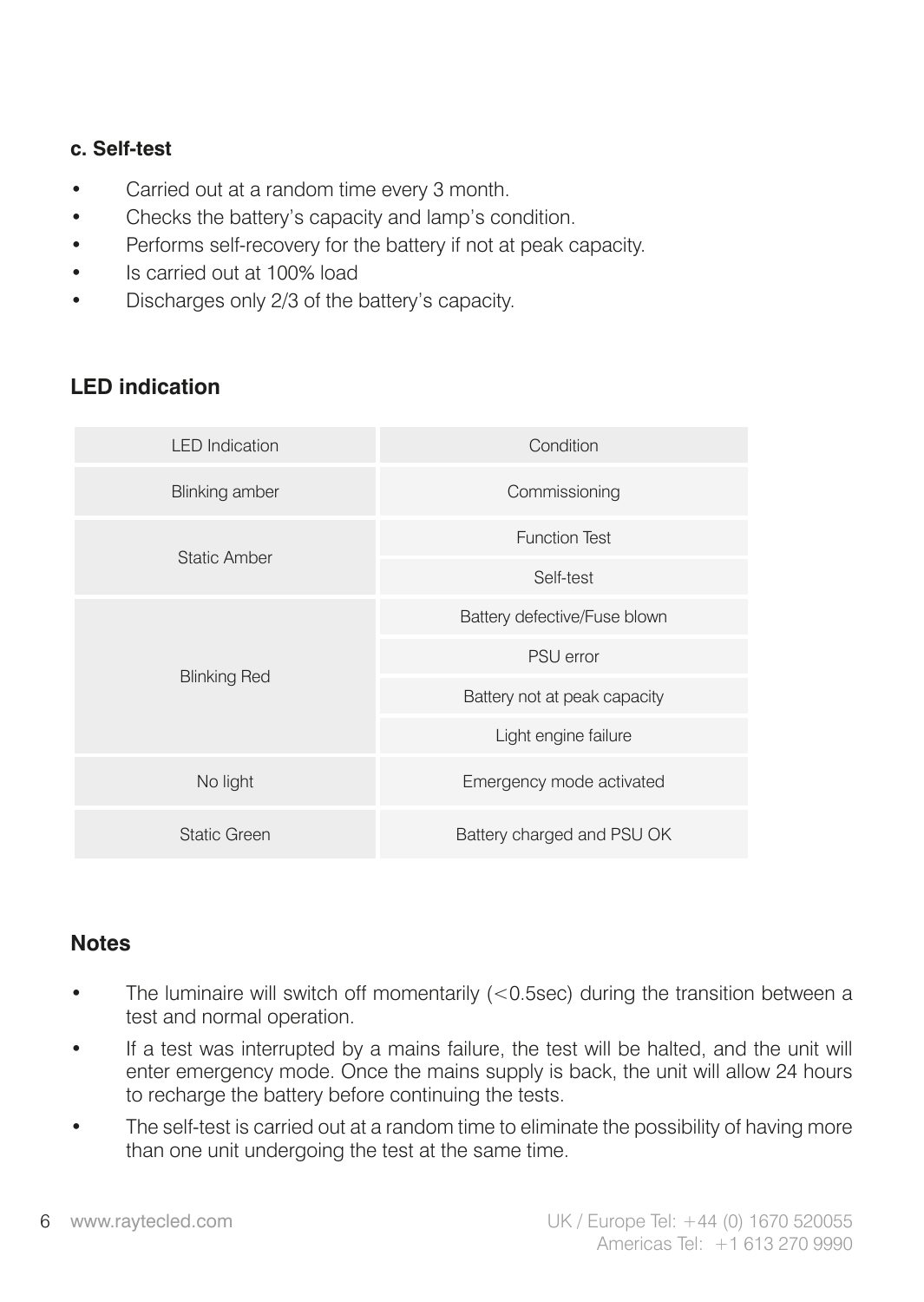### c. Self-test

- Carried out at a random time every 3 month.
- Checks the battery's capacity and lamp's condition.
- Performs self-recovery for the battery if not at peak capacity.
- Is carried out at 100% load
- Discharges only 2/3 of the battery's capacity.

## LED indication

| LED Indication | Condition |
| --- | --- |
| Blinking amber | Commissioning |
| Static Amber | Function Test |
| | Self-test |
| Blinking Red | Battery defective/Fuse blown |
| | PSU error |
| | Battery not at peak capacity |
| | Light engine failure |
| No light | Emergency mode activated |
| Static Green | Battery charged and PSU OK |

## Notes

- The luminaire will switch off momentarily (<0.5sec) during the transition between a test and normal operation.
- If a test was interrupted by a mains failure, the test will be halted, and the unit will enter emergency mode. Once the mains supply is back, the unit will allow 24 hours to recharge the battery before continuing the tests.
- The self-test is carried out at a random time to eliminate the possibility of having more than one unit undergoing the test at the same time.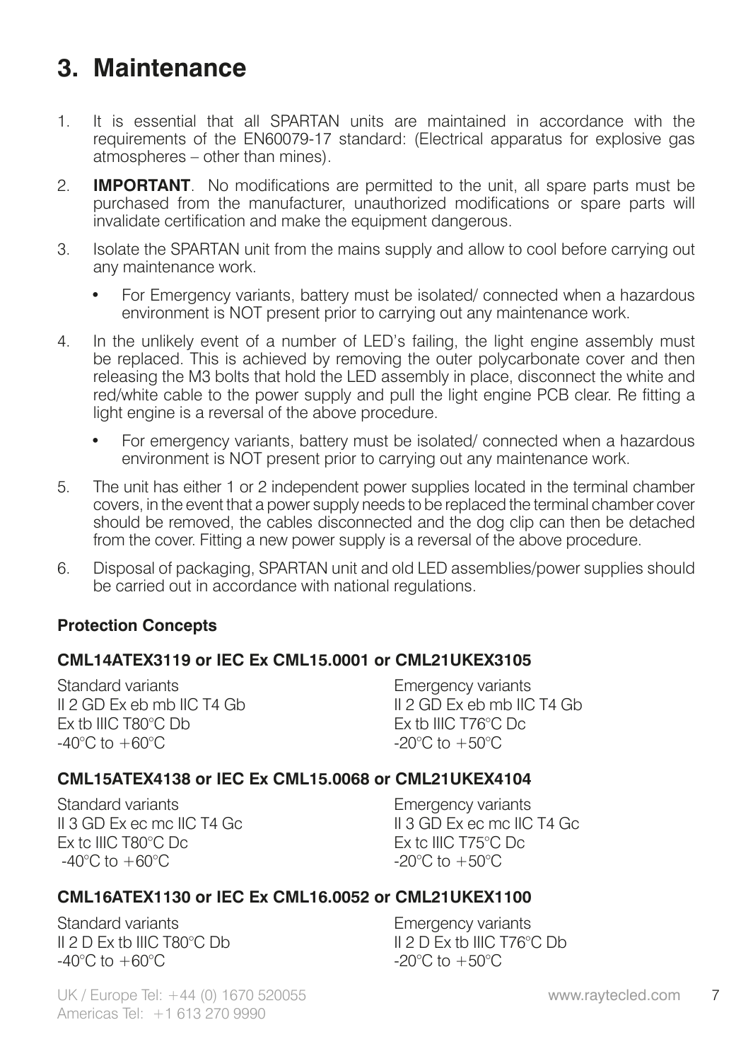# 3. Maintenance

1. It is essential that all SPARTAN units are maintained in accordance with the requirements of the EN60079-17 standard: (Electrical apparatus for explosive gas atmospheres – other than mines).
2. **IMPORTANT**. No modifications are permitted to the unit, all spare parts must be purchased from the manufacturer, unauthorized modifications or spare parts will invalidate certification and make the equipment dangerous.
3. Isolate the SPARTAN unit from the mains supply and allow to cool before carrying out any maintenance work.
   - For Emergency variants, battery must be isolated/ connected when a hazardous environment is NOT present prior to carrying out any maintenance work.
4. In the unlikely event of a number of LED's failing, the light engine assembly must be replaced. This is achieved by removing the outer polycarbonate cover and then releasing the M3 bolts that hold the LED assembly in place, disconnect the white and red/white cable to the power supply and pull the light engine PCB clear. Re fitting a light engine is a reversal of the above procedure.
   - For emergency variants, battery must be isolated/ connected when a hazardous environment is NOT present prior to carrying out any maintenance work.
5. The unit has either 1 or 2 independent power supplies located in the terminal chamber covers, in the event that a power supply needs to be replaced the terminal chamber cover should be removed, the cables disconnected and the dog clip can then be detached from the cover. Fitting a new power supply is a reversal of the above procedure.
6. Disposal of packaging, SPARTAN unit and old LED assemblies/power supplies should be carried out in accordance with national regulations.

**Protection Concepts**

**CML14ATEX3119 or IEC Ex CML15.0001 or CML21UKEX3105**

| Standard variants | Emergency variants |
|---|---|
| II 2 GD Ex eb mb IIC T4 Gb | II 2 GD Ex eb mb IIC T4 Gb |
| Ex tb IIIC T80°C Db | Ex tb IIIC T76°C Dc |
| -40°C to +60°C | -20°C to +50°C |

**CML15ATEX4138 or IEC Ex CML15.0068 or CML21UKEX4104**

| Standard variants | Emergency variants |
|---|---|
| II 3 GD Ex ec mc IIC T4 Gc | II 3 GD Ex ec mc IIC T4 Gc |
| Ex tc IIIC T80°C Dc | Ex tc IIIC T75°C Dc |
| -40°C to +60°C | -20°C to +50°C |

**CML16ATEX1130 or IEC Ex CML16.0052 or CML21UKEX1100**

| Standard variants | Emergency variants |
|---|---|
| II 2 D Ex tb IIIC T80°C Db | II 2 D Ex tb IIIC T76°C Db |
| -40°C to +60°C | -20°C to +50°C |

UK / Europe Tel: +44 (0) 1670 520055 www.raytecled.com
Americas Tel: +1 613 270 9990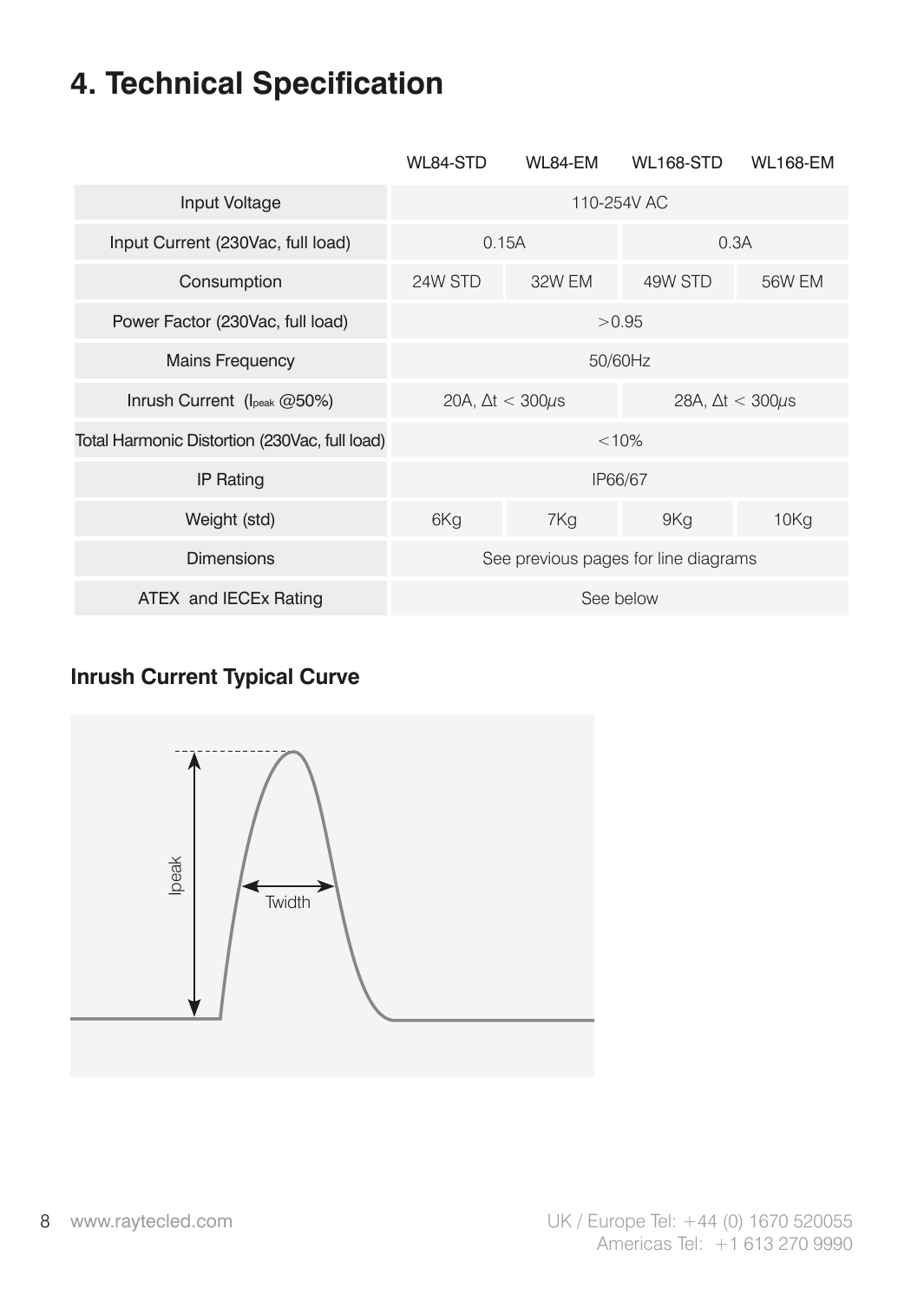# 4. Technical Specification

| | WL84-STD | WL84-EM | WL168-STD | WL168-EM |
|---|---|---|---|---|
| Input Voltage | 110-254V AC | | | |
| Input Current (230Vac, full load) | 0.15A | | 0.3A | |
| Consumption | 24W STD | 32W EM | 49W STD | 56W EM |
| Power Factor (230Vac, full load) | >0.95 | | | |
| Mains Frequency | 50/60Hz | | | |
| Inrush Current ($I_{peak}$ @50%) | 20A, $\Delta t < 300\mu s$ | | 28A, $\Delta t < 300\mu s$ | |
| Total Harmonic Distortion (230Vac, full load) | <10% | | | |
| IP Rating | IP66/67 | | | |
| Weight (std) | 6Kg | 7Kg | 9Kg | 10Kg |
| Dimensions | See previous pages for line diagrams | | | |
| ATEX and IECEx Rating | See below | | | |

### Inrush Current Typical Curve

Ipeak

Twidth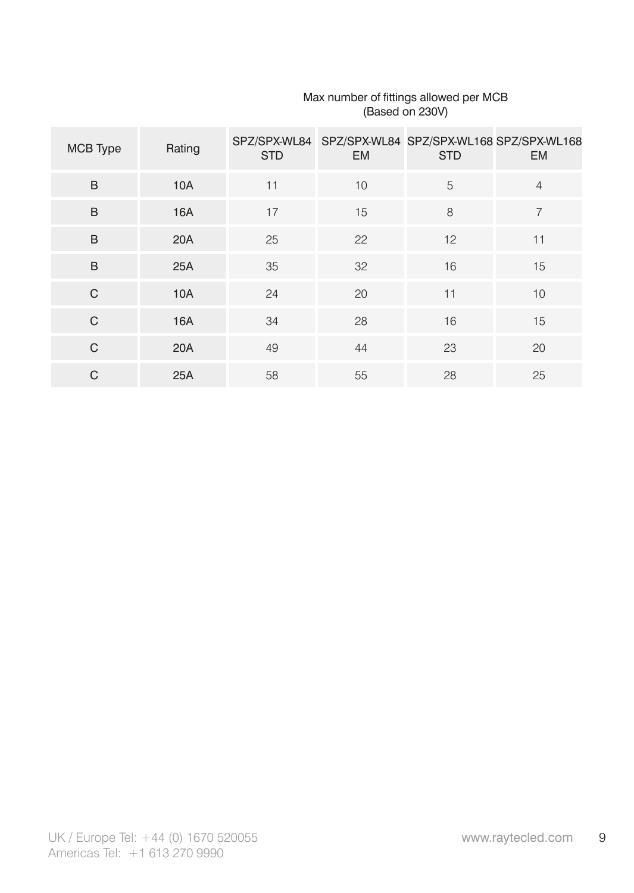Max number of fittings allowed per MCB
(Based on 230V)

| MCB Type | Rating | SPZ/SPX-WL84 STD | SPZ/SPX-WL84 EM | SPZ/SPX-WL168 STD | SPZ/SPX-WL168 EM |
|---|---|---|---|---|---|
| B | 10A | 11 | 10 | 5 | 4 |
| B | 16A | 17 | 15 | 8 | 7 |
| B | 20A | 25 | 22 | 12 | 11 |
| B | 25A | 35 | 32 | 16 | 15 |
| C | 10A | 24 | 20 | 11 | 10 |
| C | 16A | 34 | 28 | 16 | 15 |
| C | 20A | 49 | 44 | 23 | 20 |
| C | 25A | 58 | 55 | 28 | 25 |

UK / Europe Tel: +44 (0) 1670 520055
Americas Tel: +1 613 270 9990

www.raytecled.com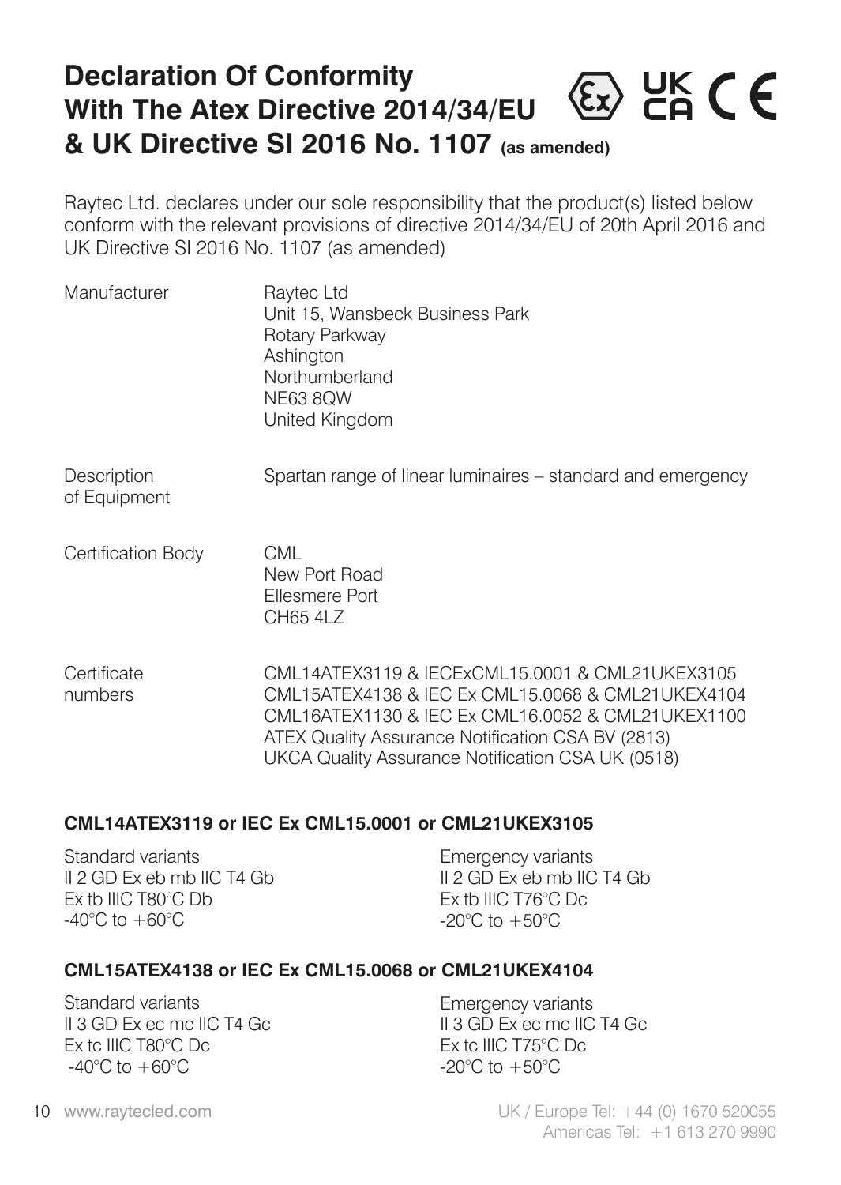# Declaration Of Conformity With The Atex Directive 2014/34/EU & UK Directive SI 2016 No. 1107 (as amended)

Raytec Ltd. declares under our sole responsibility that the product(s) listed below conform with the relevant provisions of directive 2014/34/EU of 20th April 2016 and UK Directive SI 2016 No. 1107 (as amended)

| | |
|---|---|
| Manufacturer | Raytec Ltd<br>Unit 15, Wansbeck Business Park<br>Rotary Parkway<br>Ashington<br>Northumberland<br>NE63 8QW<br>United Kingdom |
| Description of Equipment | Spartan range of linear luminaires – standard and emergency |
| Certification Body | CML<br>New Port Road<br>Ellesmere Port<br>CH65 4LZ |
| Certificate numbers | CML14ATEX3119 & IECExCML15.0001 & CML21UKEX3105<br>CML15ATEX4138 & IEC Ex CML15.0068 & CML21UKEX4104<br>CML16ATEX1130 & IEC Ex CML16.0052 & CML21UKEX1100<br>ATEX Quality Assurance Notification CSA BV (2813)<br>UKCA Quality Assurance Notification CSA UK (0518) |

**CML14ATEX3119 or IEC Ex CML15.0001 or CML21UKEX3105**

| Standard variants | Emergency variants |
|---|---|
| II 2 GD Ex eb mb IIC T4 Gb | II 2 GD Ex eb mb IIC T4 Gb |
| Ex tb IIIC T80°C Db | Ex tb IIIC T76°C Dc |
| -40°C to +60°C | -20°C to +50°C |

**CML15ATEX4138 or IEC Ex CML15.0068 or CML21UKEX4104**

| Standard variants | Emergency variants |
|---|---|
| II 3 GD Ex ec mc IIC T4 Gc | II 3 GD Ex ec mc IIC T4 Gc |
| Ex tc IIIC T80°C Dc | Ex tc IIIC T75°C Dc |
| -40°C to +60°C | -20°C to +50°C |

www.raytecled.com

UK / Europe Tel: +44 (0) 1670 520055
Americas Tel: +1 613 270 9990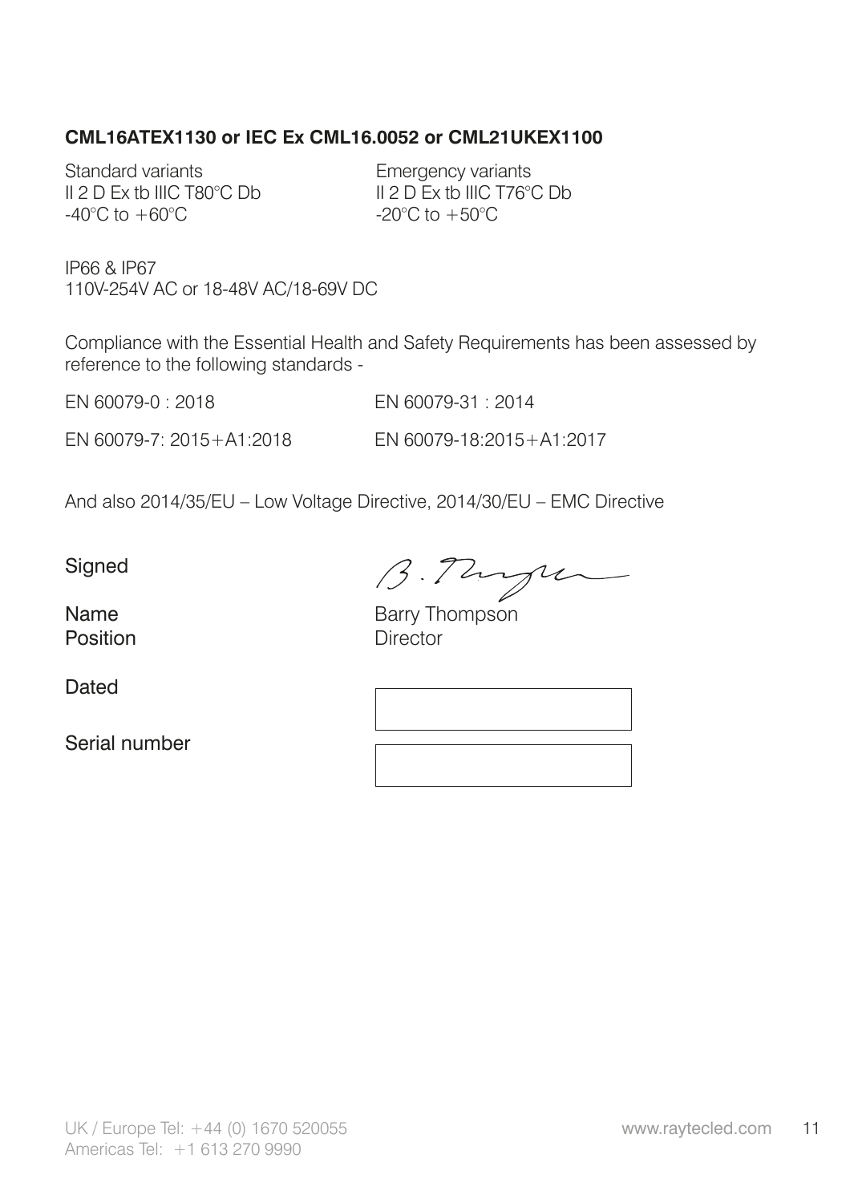**CML16ATEX1130 or IEC Ex CML16.0052 or CML21UKEX1100**

| Standard variants | Emergency variants |
| --- | --- |
| II 2 D Ex tb IIIC T80°C Db | II 2 D Ex tb IIIC T76°C Db |
| -40°C to +60°C | -20°C to +50°C |

IP66 & IP67
110V-254V AC or 18-48V AC/18-69V DC

Compliance with the Essential Health and Safety Requirements has been assessed by reference to the following standards -

| | |
| --- | --- |
| EN 60079-0 : 2018 | EN 60079-31 : 2014 |
| EN 60079-7: 2015+A1:2018 | EN 60079-18:2015+A1:2017 |

And also 2014/35/EU – Low Voltage Directive, 2014/30/EU – EMC Directive

Signed

Name Barry Thompson
Position Director

Dated

Serial number

UK / Europe Tel: +44 (0) 1670 520055
Americas Tel: +1 613 270 9990

www.raytecled.com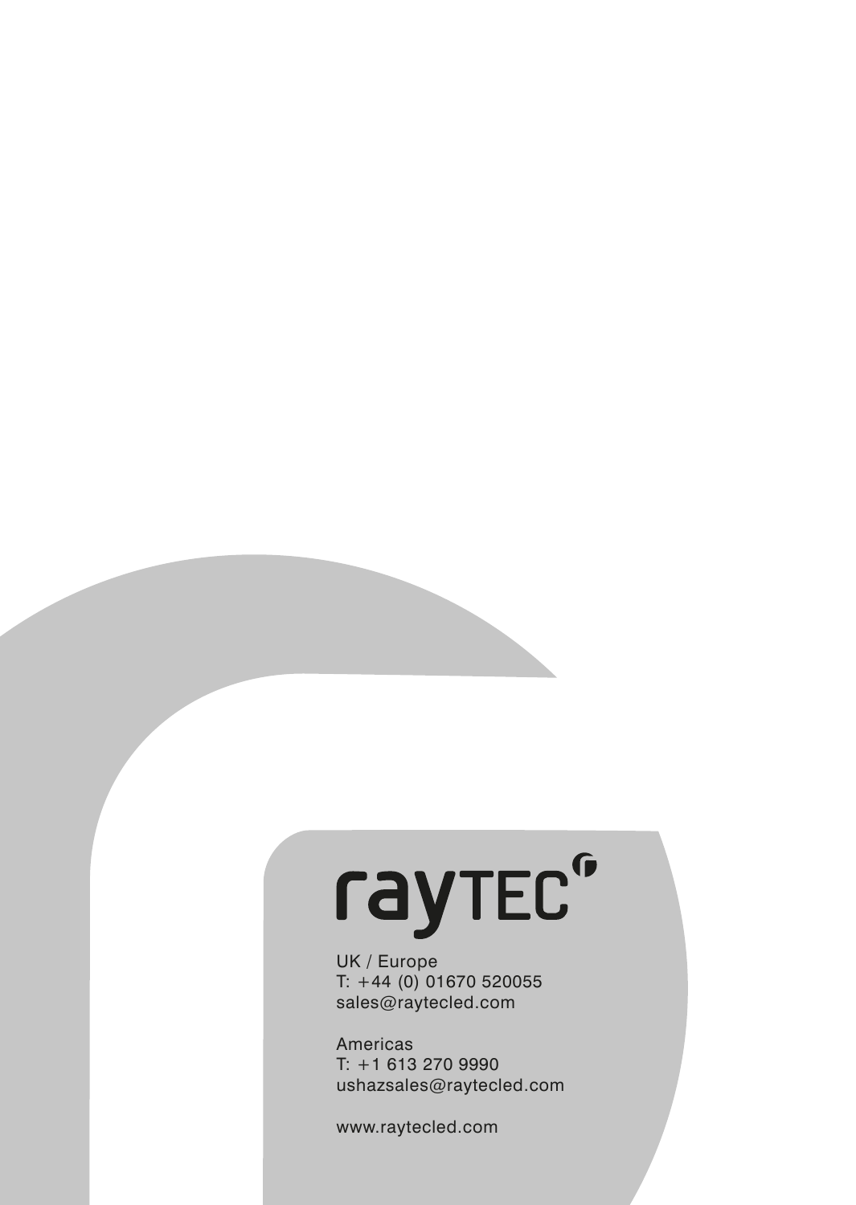rayTEC

UK / Europe
T: +44 (0) 01670 520055
sales@raytecled.com

Americas
T: +1 613 270 9990
ushazsales@raytecled.com

www.raytecled.com